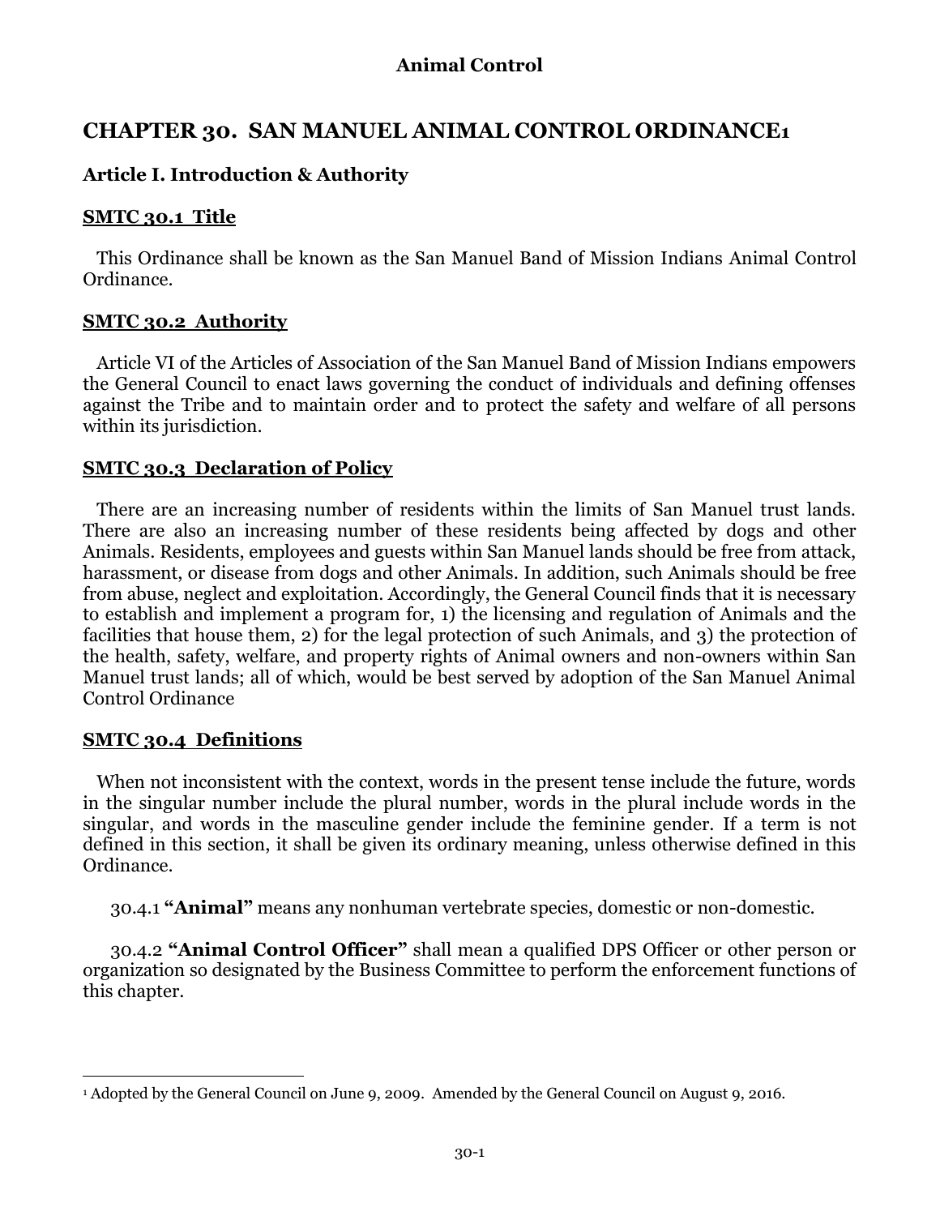# CHAPTER 30. SAN MANUEL ANIMAL CONTROL ORDINANCE[1]

## Article I. Introduction & Authority

### SMTC 30.1 Title

This Ordinance shall be known as the San Manuel Band of Mission Indians Animal Control Ordinance.

### SMTC 30.2 Authority

Article VI of the Articles of Association of the San Manuel Band of Mission Indians empowers the General Council to enact laws governing the conduct of individuals and defining offenses against the Tribe and to maintain order and to protect the safety and welfare of all persons within its jurisdiction.

### SMTC 30.3 Declaration of Policy

There are an increasing number of residents within the limits of San Manuel trust lands. There are also an increasing number of these residents being affected by dogs and other Animals. Residents, employees and guests within San Manuel lands should be free from attack, harassment, or disease from dogs and other Animals. In addition, such Animals should be free from abuse, neglect and exploitation. Accordingly, the General Council finds that it is necessary to establish and implement a program for, 1) the licensing and regulation of Animals and the facilities that house them, 2) for the legal protection of such Animals, and 3) the protection of the health, safety, welfare, and property rights of Animal owners and non-owners within San Manuel trust lands; all of which, would be best served by adoption of the San Manuel Animal Control Ordinance

### SMTC 30.4 Definitions

When not inconsistent with the context, words in the present tense include the future, words in the singular number include the plural number, words in the plural include words in the singular, and words in the masculine gender include the feminine gender. If a term is not defined in this section, it shall be given its ordinary meaning, unless otherwise defined in this Ordinance.

30.4.1 **"Animal"** means any nonhuman vertebrate species, domestic or non-domestic.

30.4.2 **"Animal Control Officer"** shall mean a qualified DPS Officer or other person or organization so designated by the Business Committee to perform the enforcement functions of this chapter.

[1] Adopted by the General Council on June 9, 2009. Amended by the General Council on August 9, 2016.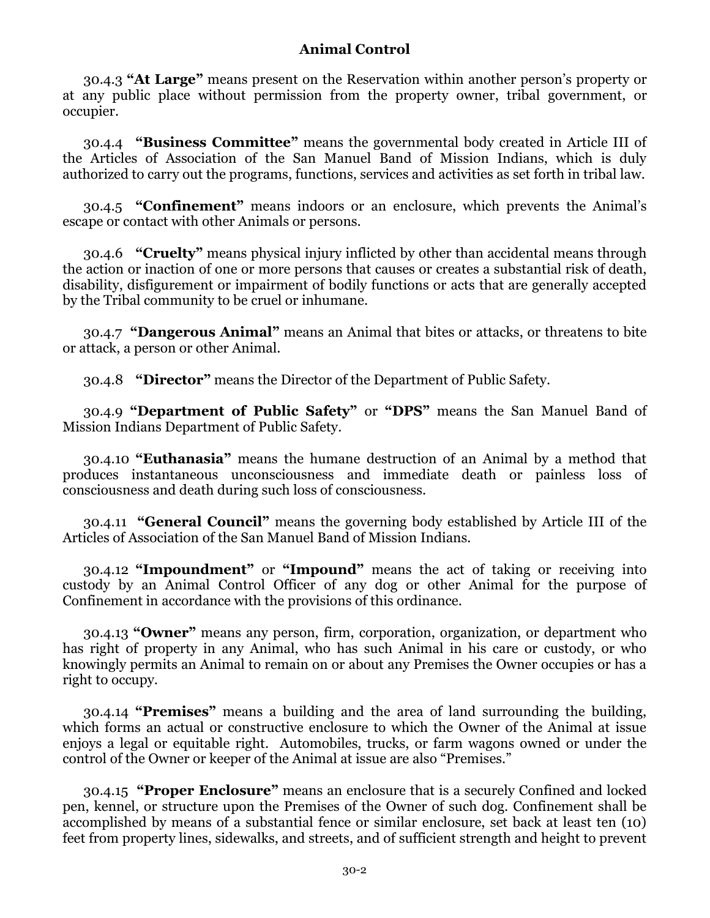**Animal Control**

30.4.3 **"At Large"** means present on the Reservation within another person's property or at any public place without permission from the property owner, tribal government, or occupier.

30.4.4 **"Business Committee"** means the governmental body created in Article III of the Articles of Association of the San Manuel Band of Mission Indians, which is duly authorized to carry out the programs, functions, services and activities as set forth in tribal law.

30.4.5 **"Confinement"** means indoors or an enclosure, which prevents the Animal's escape or contact with other Animals or persons.

30.4.6 **"Cruelty"** means physical injury inflicted by other than accidental means through the action or inaction of one or more persons that causes or creates a substantial risk of death, disability, disfigurement or impairment of bodily functions or acts that are generally accepted by the Tribal community to be cruel or inhumane.

30.4.7 **"Dangerous Animal"** means an Animal that bites or attacks, or threatens to bite or attack, a person or other Animal.

30.4.8 **"Director"** means the Director of the Department of Public Safety.

30.4.9 **"Department of Public Safety"** or **"DPS"** means the San Manuel Band of Mission Indians Department of Public Safety.

30.4.10 **"Euthanasia"** means the humane destruction of an Animal by a method that produces instantaneous unconsciousness and immediate death or painless loss of consciousness and death during such loss of consciousness.

30.4.11 **"General Council"** means the governing body established by Article III of the Articles of Association of the San Manuel Band of Mission Indians.

30.4.12 **"Impoundment"** or **"Impound"** means the act of taking or receiving into custody by an Animal Control Officer of any dog or other Animal for the purpose of Confinement in accordance with the provisions of this ordinance.

30.4.13 **"Owner"** means any person, firm, corporation, organization, or department who has right of property in any Animal, who has such Animal in his care or custody, or who knowingly permits an Animal to remain on or about any Premises the Owner occupies or has a right to occupy.

30.4.14 **"Premises"** means a building and the area of land surrounding the building, which forms an actual or constructive enclosure to which the Owner of the Animal at issue enjoys a legal or equitable right. Automobiles, trucks, or farm wagons owned or under the control of the Owner or keeper of the Animal at issue are also "Premises."

30.4.15 **"Proper Enclosure"** means an enclosure that is a securely Confined and locked pen, kennel, or structure upon the Premises of the Owner of such dog. Confinement shall be accomplished by means of a substantial fence or similar enclosure, set back at least ten (10) feet from property lines, sidewalks, and streets, and of sufficient strength and height to prevent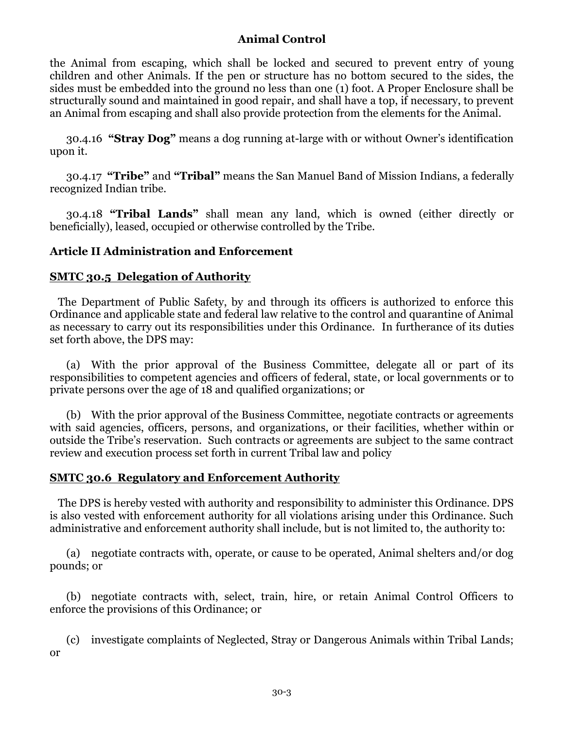the Animal from escaping, which shall be locked and secured to prevent entry of young children and other Animals. If the pen or structure has no bottom secured to the sides, the sides must be embedded into the ground no less than one (1) foot. A Proper Enclosure shall be structurally sound and maintained in good repair, and shall have a top, if necessary, to prevent an Animal from escaping and shall also provide protection from the elements for the Animal.

30.4.16 **"Stray Dog"** means a dog running at-large with or without Owner's identification upon it.

30.4.17 **"Tribe"** and **"Tribal"** means the San Manuel Band of Mission Indians, a federally recognized Indian tribe.

30.4.18 **"Tribal Lands"** shall mean any land, which is owned (either directly or beneficially), leased, occupied or otherwise controlled by the Tribe.

## Article II Administration and Enforcement

### SMTC 30.5 Delegation of Authority

The Department of Public Safety, by and through its officers is authorized to enforce this Ordinance and applicable state and federal law relative to the control and quarantine of Animal as necessary to carry out its responsibilities under this Ordinance. In furtherance of its duties set forth above, the DPS may:

(a) With the prior approval of the Business Committee, delegate all or part of its responsibilities to competent agencies and officers of federal, state, or local governments or to private persons over the age of 18 and qualified organizations; or

(b) With the prior approval of the Business Committee, negotiate contracts or agreements with said agencies, officers, persons, and organizations, or their facilities, whether within or outside the Tribe's reservation. Such contracts or agreements are subject to the same contract review and execution process set forth in current Tribal law and policy

### SMTC 30.6 Regulatory and Enforcement Authority

The DPS is hereby vested with authority and responsibility to administer this Ordinance. DPS is also vested with enforcement authority for all violations arising under this Ordinance. Such administrative and enforcement authority shall include, but is not limited to, the authority to:

(a) negotiate contracts with, operate, or cause to be operated, Animal shelters and/or dog pounds; or

(b) negotiate contracts with, select, train, hire, or retain Animal Control Officers to enforce the provisions of this Ordinance; or

(c) investigate complaints of Neglected, Stray or Dangerous Animals within Tribal Lands; or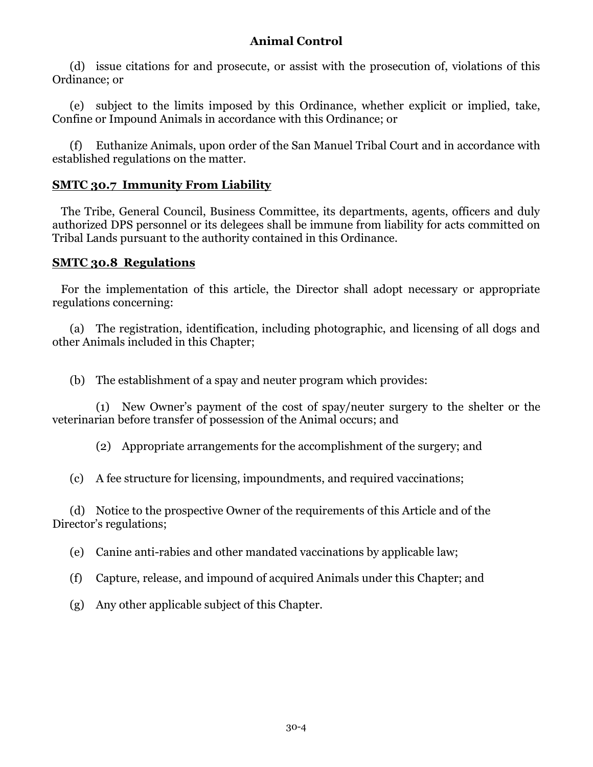(d) issue citations for and prosecute, or assist with the prosecution of, violations of this Ordinance; or

(e) subject to the limits imposed by this Ordinance, whether explicit or implied, take, Confine or Impound Animals in accordance with this Ordinance; or

(f) Euthanize Animals, upon order of the San Manuel Tribal Court and in accordance with established regulations on the matter.

## SMTC 30.7 Immunity From Liability

The Tribe, General Council, Business Committee, its departments, agents, officers and duly authorized DPS personnel or its delegees shall be immune from liability for acts committed on Tribal Lands pursuant to the authority contained in this Ordinance.

## SMTC 30.8 Regulations

For the implementation of this article, the Director shall adopt necessary or appropriate regulations concerning:

(a) The registration, identification, including photographic, and licensing of all dogs and other Animals included in this Chapter;

(b) The establishment of a spay and neuter program which provides:

(1) New Owner's payment of the cost of spay/neuter surgery to the shelter or the veterinarian before transfer of possession of the Animal occurs; and

(2) Appropriate arrangements for the accomplishment of the surgery; and

(c) A fee structure for licensing, impoundments, and required vaccinations;

(d) Notice to the prospective Owner of the requirements of this Article and of the Director's regulations;

(e) Canine anti-rabies and other mandated vaccinations by applicable law;

(f) Capture, release, and impound of acquired Animals under this Chapter; and

(g) Any other applicable subject of this Chapter.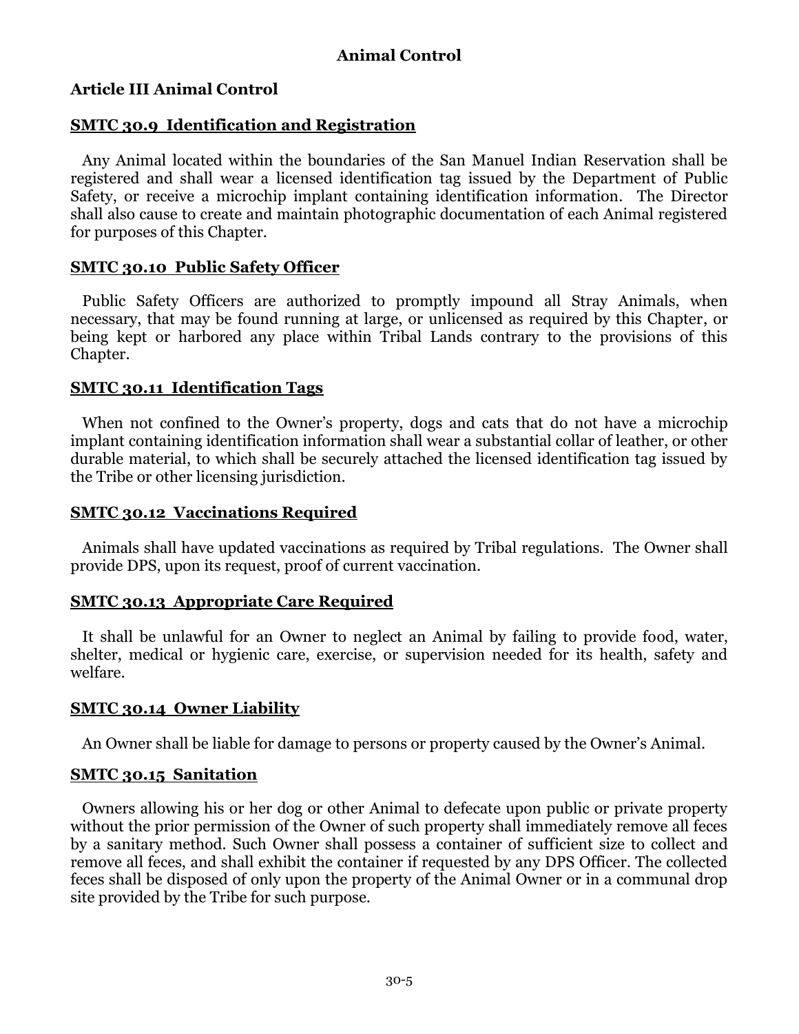# Animal Control

## Article III Animal Control

### SMTC 30.9 Identification and Registration

Any Animal located within the boundaries of the San Manuel Indian Reservation shall be registered and shall wear a licensed identification tag issued by the Department of Public Safety, or receive a microchip implant containing identification information. The Director shall also cause to create and maintain photographic documentation of each Animal registered for purposes of this Chapter.

### SMTC 30.10 Public Safety Officer

Public Safety Officers are authorized to promptly impound all Stray Animals, when necessary, that may be found running at large, or unlicensed as required by this Chapter, or being kept or harbored any place within Tribal Lands contrary to the provisions of this Chapter.

### SMTC 30.11 Identification Tags

When not confined to the Owner's property, dogs and cats that do not have a microchip implant containing identification information shall wear a substantial collar of leather, or other durable material, to which shall be securely attached the licensed identification tag issued by the Tribe or other licensing jurisdiction.

### SMTC 30.12 Vaccinations Required

Animals shall have updated vaccinations as required by Tribal regulations. The Owner shall provide DPS, upon its request, proof of current vaccination.

### SMTC 30.13 Appropriate Care Required

It shall be unlawful for an Owner to neglect an Animal by failing to provide food, water, shelter, medical or hygienic care, exercise, or supervision needed for its health, safety and welfare.

### SMTC 30.14 Owner Liability

An Owner shall be liable for damage to persons or property caused by the Owner's Animal.

### SMTC 30.15 Sanitation

Owners allowing his or her dog or other Animal to defecate upon public or private property without the prior permission of the Owner of such property shall immediately remove all feces by a sanitary method. Such Owner shall possess a container of sufficient size to collect and remove all feces, and shall exhibit the container if requested by any DPS Officer. The collected feces shall be disposed of only upon the property of the Animal Owner or in a communal drop site provided by the Tribe for such purpose.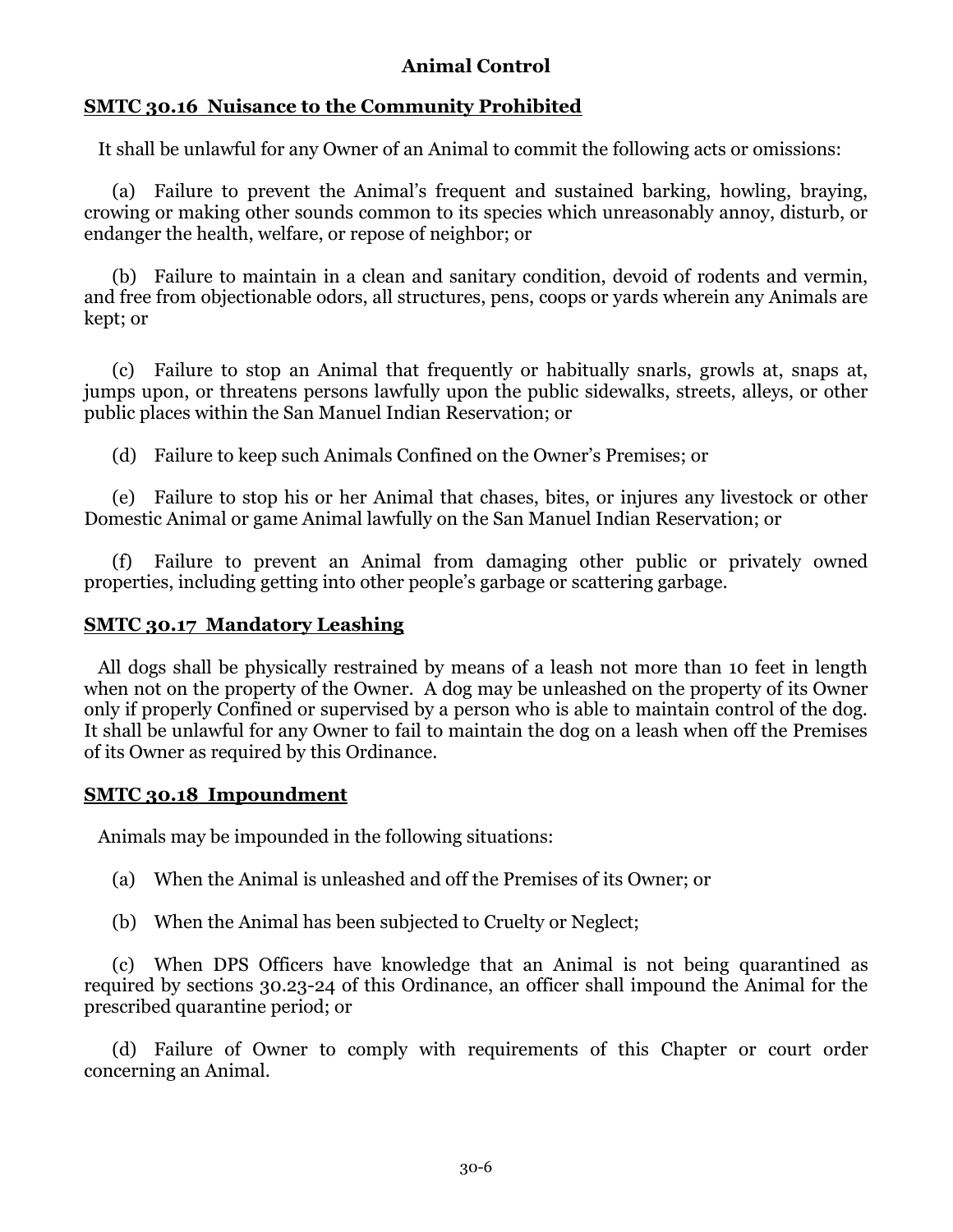# Animal Control

## SMTC 30.16 Nuisance to the Community Prohibited

It shall be unlawful for any Owner of an Animal to commit the following acts or omissions:

(a) Failure to prevent the Animal's frequent and sustained barking, howling, braying, crowing or making other sounds common to its species which unreasonably annoy, disturb, or endanger the health, welfare, or repose of neighbor; or

(b) Failure to maintain in a clean and sanitary condition, devoid of rodents and vermin, and free from objectionable odors, all structures, pens, coops or yards wherein any Animals are kept; or

(c) Failure to stop an Animal that frequently or habitually snarls, growls at, snaps at, jumps upon, or threatens persons lawfully upon the public sidewalks, streets, alleys, or other public places within the San Manuel Indian Reservation; or

(d) Failure to keep such Animals Confined on the Owner's Premises; or

(e) Failure to stop his or her Animal that chases, bites, or injures any livestock or other Domestic Animal or game Animal lawfully on the San Manuel Indian Reservation; or

(f) Failure to prevent an Animal from damaging other public or privately owned properties, including getting into other people's garbage or scattering garbage.

## SMTC 30.17 Mandatory Leashing

All dogs shall be physically restrained by means of a leash not more than 10 feet in length when not on the property of the Owner. A dog may be unleashed on the property of its Owner only if properly Confined or supervised by a person who is able to maintain control of the dog. It shall be unlawful for any Owner to fail to maintain the dog on a leash when off the Premises of its Owner as required by this Ordinance.

## SMTC 30.18 Impoundment

Animals may be impounded in the following situations:

(a) When the Animal is unleashed and off the Premises of its Owner; or

(b) When the Animal has been subjected to Cruelty or Neglect;

(c) When DPS Officers have knowledge that an Animal is not being quarantined as required by sections 30.23-24 of this Ordinance, an officer shall impound the Animal for the prescribed quarantine period; or

(d) Failure of Owner to comply with requirements of this Chapter or court order concerning an Animal.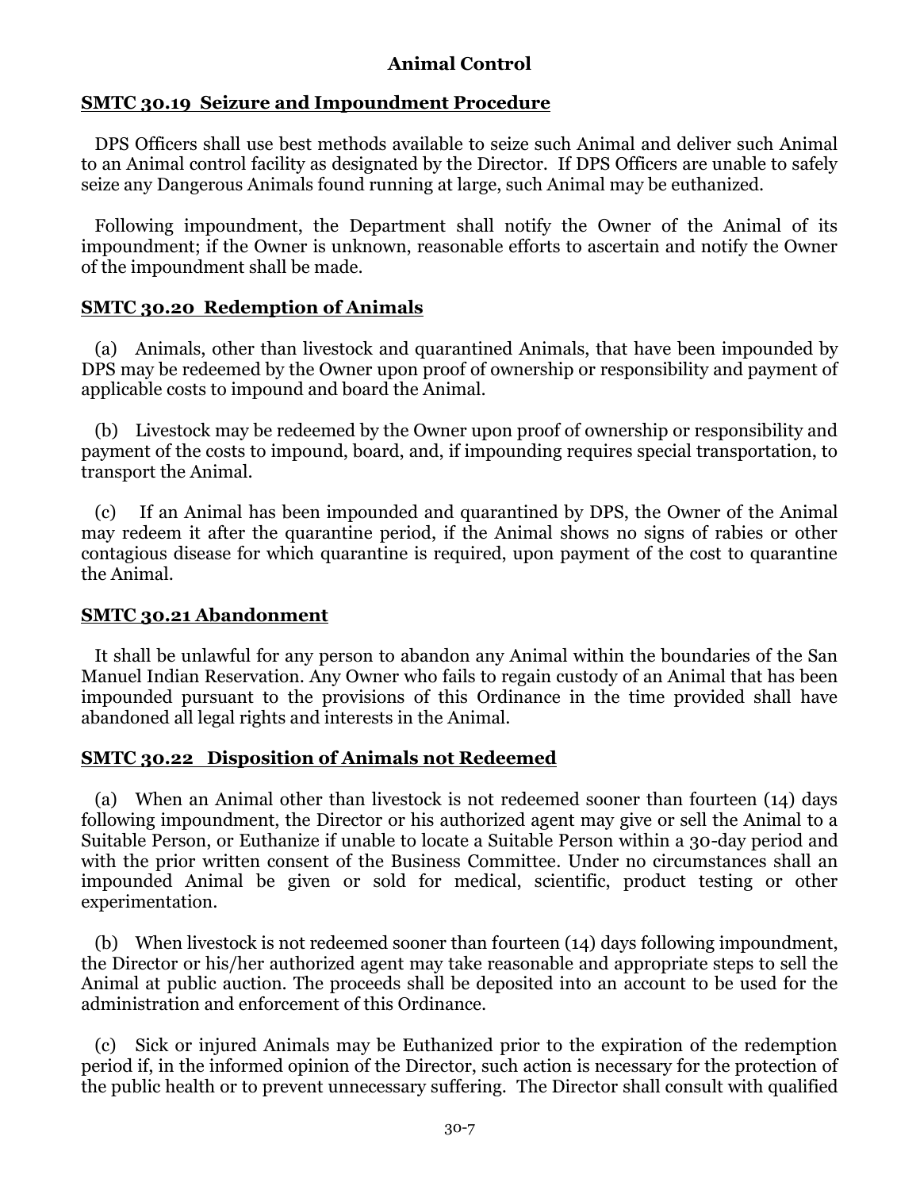## Animal Control

### SMTC 30.19 Seizure and Impoundment Procedure

DPS Officers shall use best methods available to seize such Animal and deliver such Animal to an Animal control facility as designated by the Director. If DPS Officers are unable to safely seize any Dangerous Animals found running at large, such Animal may be euthanized.

Following impoundment, the Department shall notify the Owner of the Animal of its impoundment; if the Owner is unknown, reasonable efforts to ascertain and notify the Owner of the impoundment shall be made.

### SMTC 30.20 Redemption of Animals

(a) Animals, other than livestock and quarantined Animals, that have been impounded by DPS may be redeemed by the Owner upon proof of ownership or responsibility and payment of applicable costs to impound and board the Animal.

(b) Livestock may be redeemed by the Owner upon proof of ownership or responsibility and payment of the costs to impound, board, and, if impounding requires special transportation, to transport the Animal.

(c) If an Animal has been impounded and quarantined by DPS, the Owner of the Animal may redeem it after the quarantine period, if the Animal shows no signs of rabies or other contagious disease for which quarantine is required, upon payment of the cost to quarantine the Animal.

### SMTC 30.21 Abandonment

It shall be unlawful for any person to abandon any Animal within the boundaries of the San Manuel Indian Reservation. Any Owner who fails to regain custody of an Animal that has been impounded pursuant to the provisions of this Ordinance in the time provided shall have abandoned all legal rights and interests in the Animal.

### SMTC 30.22 Disposition of Animals not Redeemed

(a) When an Animal other than livestock is not redeemed sooner than fourteen (14) days following impoundment, the Director or his authorized agent may give or sell the Animal to a Suitable Person, or Euthanize if unable to locate a Suitable Person within a 30-day period and with the prior written consent of the Business Committee. Under no circumstances shall an impounded Animal be given or sold for medical, scientific, product testing or other experimentation.

(b) When livestock is not redeemed sooner than fourteen (14) days following impoundment, the Director or his/her authorized agent may take reasonable and appropriate steps to sell the Animal at public auction. The proceeds shall be deposited into an account to be used for the administration and enforcement of this Ordinance.

(c) Sick or injured Animals may be Euthanized prior to the expiration of the redemption period if, in the informed opinion of the Director, such action is necessary for the protection of the public health or to prevent unnecessary suffering. The Director shall consult with qualified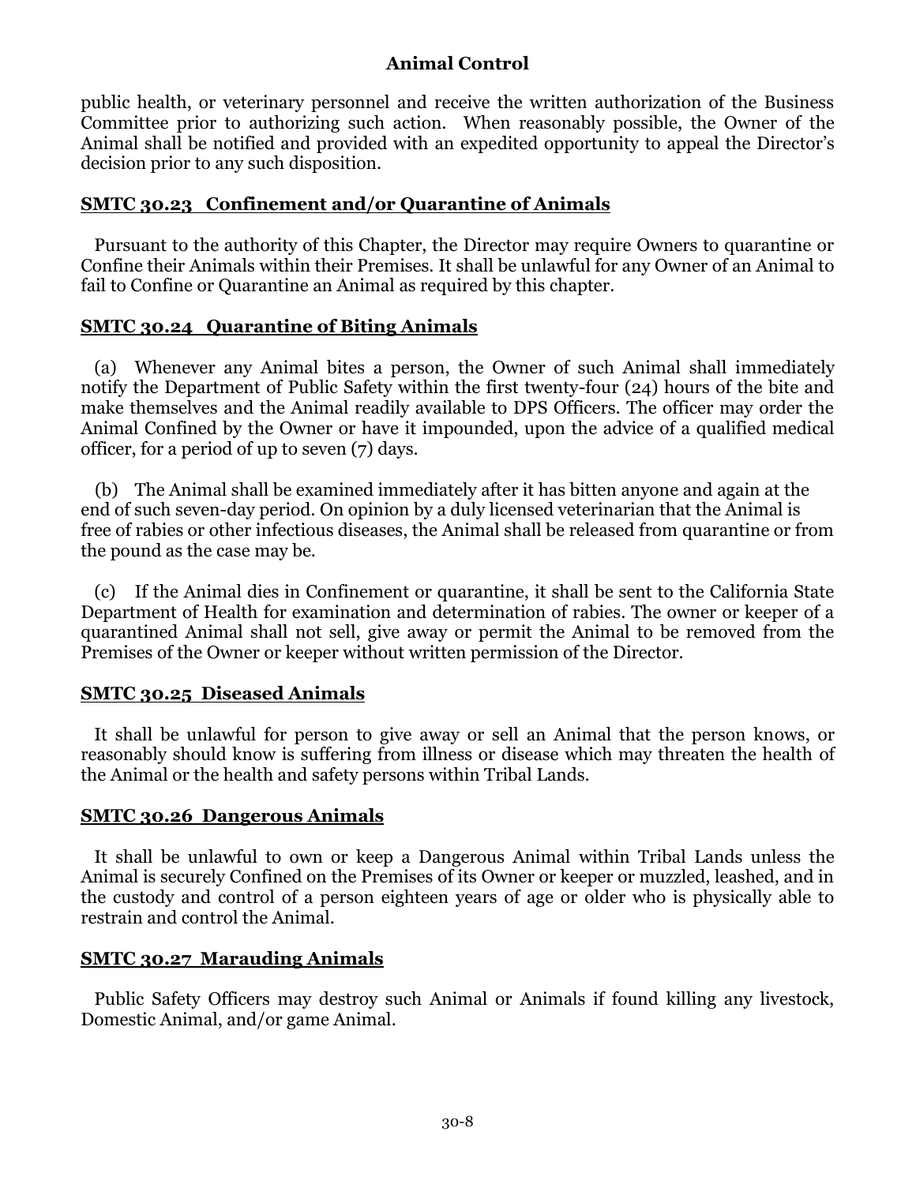public health, or veterinary personnel and receive the written authorization of the Business Committee prior to authorizing such action. When reasonably possible, the Owner of the Animal shall be notified and provided with an expedited opportunity to appeal the Director's decision prior to any such disposition.

## SMTC 30.23 Confinement and/or Quarantine of Animals

Pursuant to the authority of this Chapter, the Director may require Owners to quarantine or Confine their Animals within their Premises. It shall be unlawful for any Owner of an Animal to fail to Confine or Quarantine an Animal as required by this chapter.

## SMTC 30.24 Quarantine of Biting Animals

(a) Whenever any Animal bites a person, the Owner of such Animal shall immediately notify the Department of Public Safety within the first twenty-four (24) hours of the bite and make themselves and the Animal readily available to DPS Officers. The officer may order the Animal Confined by the Owner or have it impounded, upon the advice of a qualified medical officer, for a period of up to seven (7) days.

(b) The Animal shall be examined immediately after it has bitten anyone and again at the end of such seven-day period. On opinion by a duly licensed veterinarian that the Animal is free of rabies or other infectious diseases, the Animal shall be released from quarantine or from the pound as the case may be.

(c) If the Animal dies in Confinement or quarantine, it shall be sent to the California State Department of Health for examination and determination of rabies. The owner or keeper of a quarantined Animal shall not sell, give away or permit the Animal to be removed from the Premises of the Owner or keeper without written permission of the Director.

## SMTC 30.25 Diseased Animals

It shall be unlawful for person to give away or sell an Animal that the person knows, or reasonably should know is suffering from illness or disease which may threaten the health of the Animal or the health and safety persons within Tribal Lands.

## SMTC 30.26 Dangerous Animals

It shall be unlawful to own or keep a Dangerous Animal within Tribal Lands unless the Animal is securely Confined on the Premises of its Owner or keeper or muzzled, leashed, and in the custody and control of a person eighteen years of age or older who is physically able to restrain and control the Animal.

## SMTC 30.27 Marauding Animals

Public Safety Officers may destroy such Animal or Animals if found killing any livestock, Domestic Animal, and/or game Animal.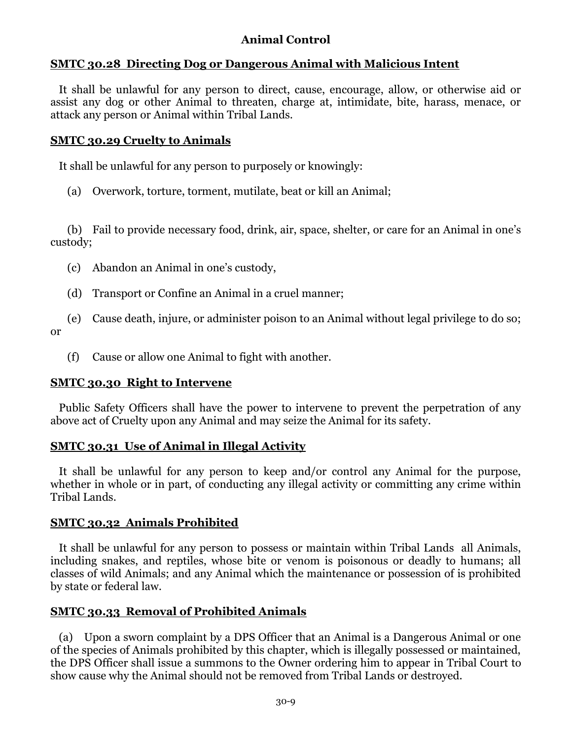# Animal Control

## SMTC 30.28 Directing Dog or Dangerous Animal with Malicious Intent

It shall be unlawful for any person to direct, cause, encourage, allow, or otherwise aid or assist any dog or other Animal to threaten, charge at, intimidate, bite, harass, menace, or attack any person or Animal within Tribal Lands.

## SMTC 30.29 Cruelty to Animals

It shall be unlawful for any person to purposely or knowingly:

(a) Overwork, torture, torment, mutilate, beat or kill an Animal;

(b) Fail to provide necessary food, drink, air, space, shelter, or care for an Animal in one's custody;

(c) Abandon an Animal in one's custody,

(d) Transport or Confine an Animal in a cruel manner;

(e) Cause death, injure, or administer poison to an Animal without legal privilege to do so; or

(f) Cause or allow one Animal to fight with another.

## SMTC 30.30 Right to Intervene

Public Safety Officers shall have the power to intervene to prevent the perpetration of any above act of Cruelty upon any Animal and may seize the Animal for its safety.

## SMTC 30.31 Use of Animal in Illegal Activity

It shall be unlawful for any person to keep and/or control any Animal for the purpose, whether in whole or in part, of conducting any illegal activity or committing any crime within Tribal Lands.

## SMTC 30.32 Animals Prohibited

It shall be unlawful for any person to possess or maintain within Tribal Lands all Animals, including snakes, and reptiles, whose bite or venom is poisonous or deadly to humans; all classes of wild Animals; and any Animal which the maintenance or possession of is prohibited by state or federal law.

## SMTC 30.33 Removal of Prohibited Animals

(a) Upon a sworn complaint by a DPS Officer that an Animal is a Dangerous Animal or one of the species of Animals prohibited by this chapter, which is illegally possessed or maintained, the DPS Officer shall issue a summons to the Owner ordering him to appear in Tribal Court to show cause why the Animal should not be removed from Tribal Lands or destroyed.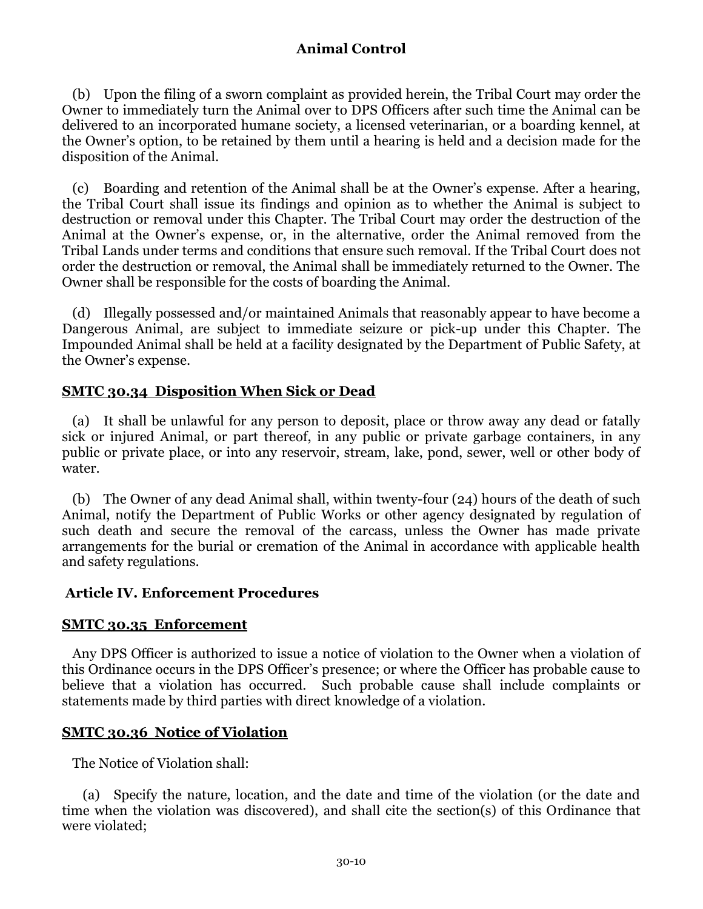(b) Upon the filing of a sworn complaint as provided herein, the Tribal Court may order the Owner to immediately turn the Animal over to DPS Officers after such time the Animal can be delivered to an incorporated humane society, a licensed veterinarian, or a boarding kennel, at the Owner's option, to be retained by them until a hearing is held and a decision made for the disposition of the Animal.

(c) Boarding and retention of the Animal shall be at the Owner's expense. After a hearing, the Tribal Court shall issue its findings and opinion as to whether the Animal is subject to destruction or removal under this Chapter. The Tribal Court may order the destruction of the Animal at the Owner's expense, or, in the alternative, order the Animal removed from the Tribal Lands under terms and conditions that ensure such removal. If the Tribal Court does not order the destruction or removal, the Animal shall be immediately returned to the Owner. The Owner shall be responsible for the costs of boarding the Animal.

(d) Illegally possessed and/or maintained Animals that reasonably appear to have become a Dangerous Animal, are subject to immediate seizure or pick-up under this Chapter. The Impounded Animal shall be held at a facility designated by the Department of Public Safety, at the Owner's expense.

### SMTC 30.34 Disposition When Sick or Dead

(a) It shall be unlawful for any person to deposit, place or throw away any dead or fatally sick or injured Animal, or part thereof, in any public or private garbage containers, in any public or private place, or into any reservoir, stream, lake, pond, sewer, well or other body of water.

(b) The Owner of any dead Animal shall, within twenty-four (24) hours of the death of such Animal, notify the Department of Public Works or other agency designated by regulation of such death and secure the removal of the carcass, unless the Owner has made private arrangements for the burial or cremation of the Animal in accordance with applicable health and safety regulations.

## Article IV. Enforcement Procedures

### SMTC 30.35 Enforcement

Any DPS Officer is authorized to issue a notice of violation to the Owner when a violation of this Ordinance occurs in the DPS Officer's presence; or where the Officer has probable cause to believe that a violation has occurred. Such probable cause shall include complaints or statements made by third parties with direct knowledge of a violation.

### SMTC 30.36 Notice of Violation

The Notice of Violation shall:

(a) Specify the nature, location, and the date and time of the violation (or the date and time when the violation was discovered), and shall cite the section(s) of this Ordinance that were violated;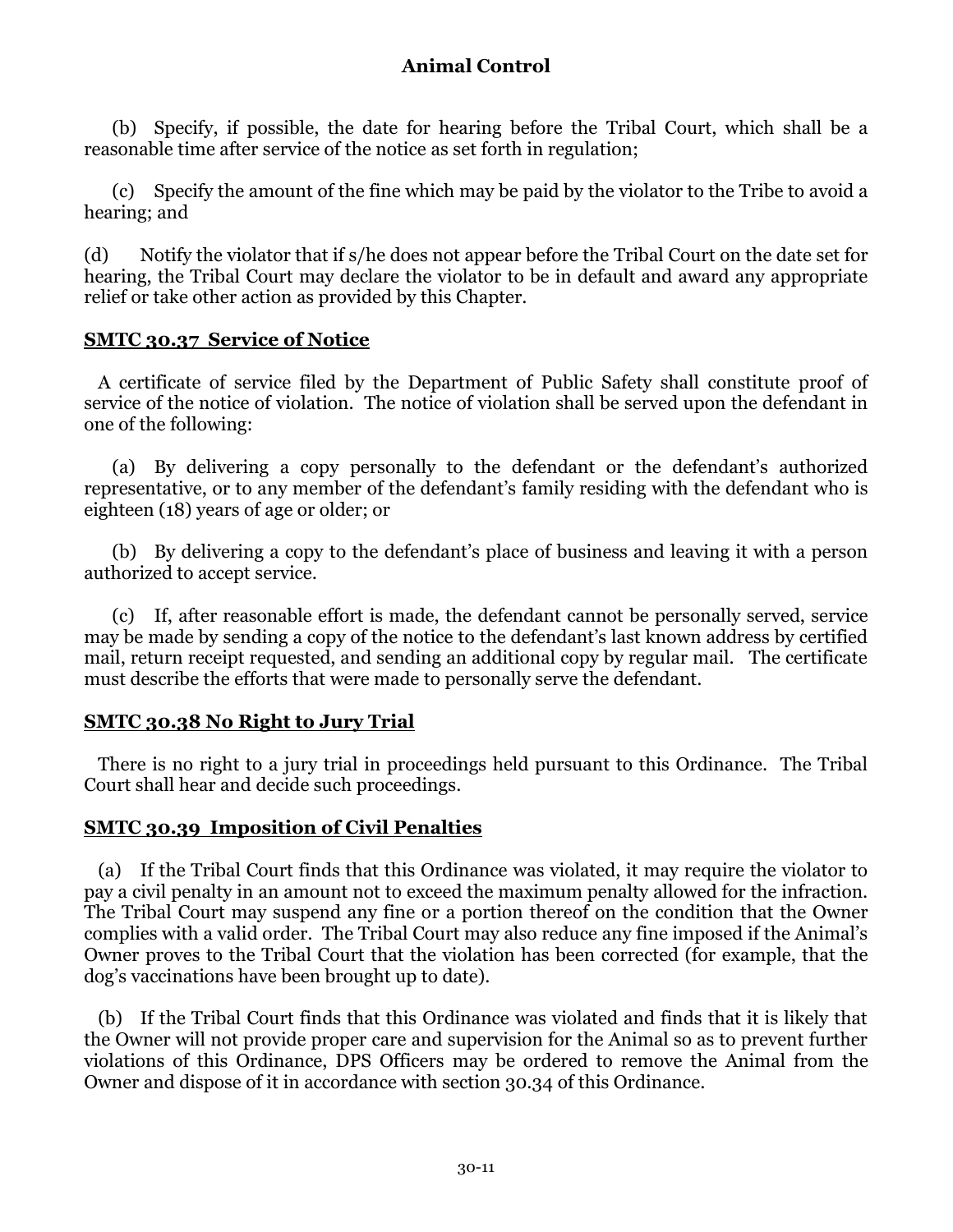(b) Specify, if possible, the date for hearing before the Tribal Court, which shall be a reasonable time after service of the notice as set forth in regulation;

(c) Specify the amount of the fine which may be paid by the violator to the Tribe to avoid a hearing; and

(d) Notify the violator that if s/he does not appear before the Tribal Court on the date set for hearing, the Tribal Court may declare the violator to be in default and award any appropriate relief or take other action as provided by this Chapter.

## SMTC 30.37 Service of Notice

A certificate of service filed by the Department of Public Safety shall constitute proof of service of the notice of violation. The notice of violation shall be served upon the defendant in one of the following:

(a) By delivering a copy personally to the defendant or the defendant's authorized representative, or to any member of the defendant's family residing with the defendant who is eighteen (18) years of age or older; or

(b) By delivering a copy to the defendant's place of business and leaving it with a person authorized to accept service.

(c) If, after reasonable effort is made, the defendant cannot be personally served, service may be made by sending a copy of the notice to the defendant's last known address by certified mail, return receipt requested, and sending an additional copy by regular mail. The certificate must describe the efforts that were made to personally serve the defendant.

## SMTC 30.38 No Right to Jury Trial

There is no right to a jury trial in proceedings held pursuant to this Ordinance. The Tribal Court shall hear and decide such proceedings.

## SMTC 30.39 Imposition of Civil Penalties

(a) If the Tribal Court finds that this Ordinance was violated, it may require the violator to pay a civil penalty in an amount not to exceed the maximum penalty allowed for the infraction. The Tribal Court may suspend any fine or a portion thereof on the condition that the Owner complies with a valid order. The Tribal Court may also reduce any fine imposed if the Animal's Owner proves to the Tribal Court that the violation has been corrected (for example, that the dog's vaccinations have been brought up to date).

(b) If the Tribal Court finds that this Ordinance was violated and finds that it is likely that the Owner will not provide proper care and supervision for the Animal so as to prevent further violations of this Ordinance, DPS Officers may be ordered to remove the Animal from the Owner and dispose of it in accordance with section 30.34 of this Ordinance.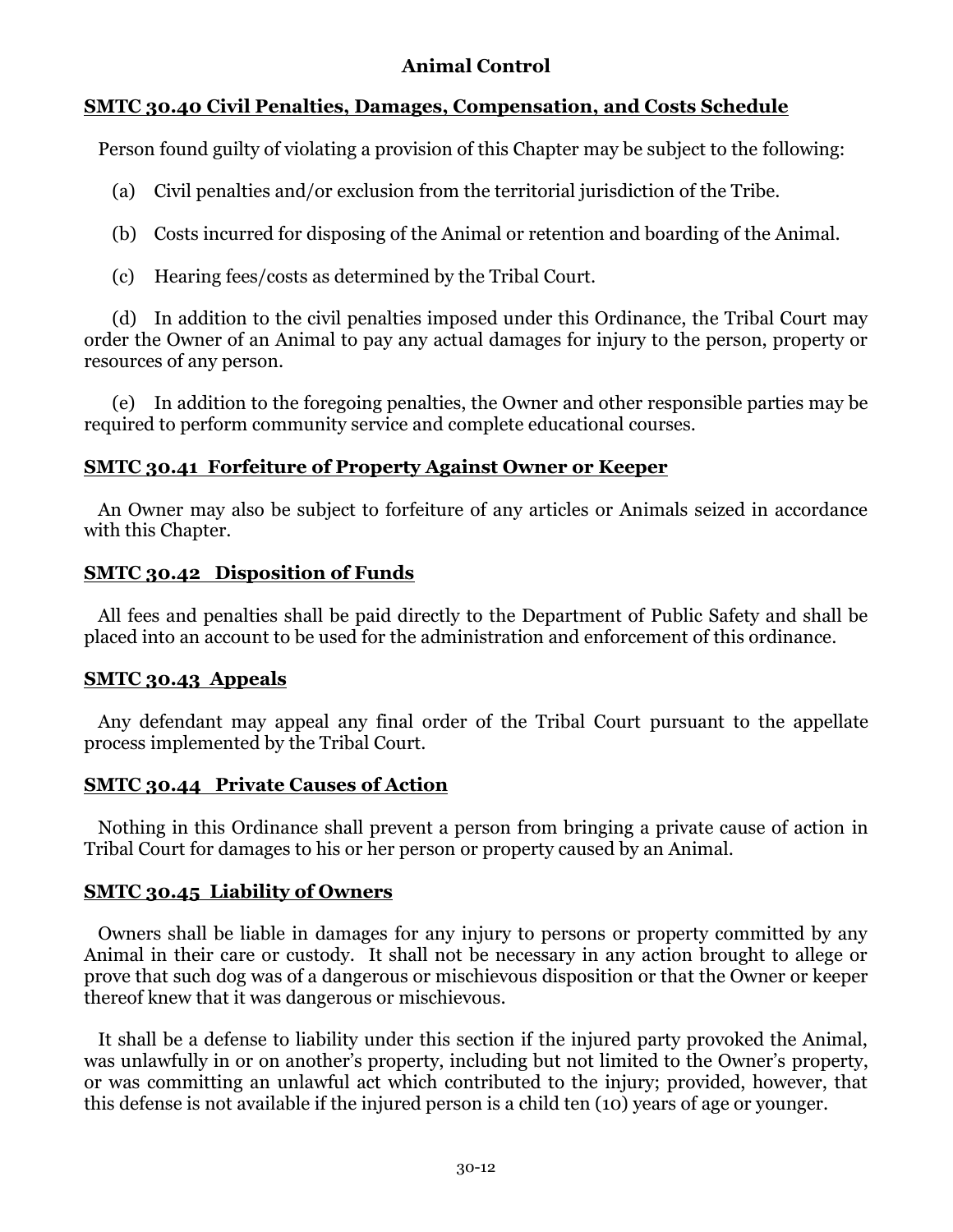# Animal Control

## SMTC 30.40 Civil Penalties, Damages, Compensation, and Costs Schedule

Person found guilty of violating a provision of this Chapter may be subject to the following:

(a) Civil penalties and/or exclusion from the territorial jurisdiction of the Tribe.

(b) Costs incurred for disposing of the Animal or retention and boarding of the Animal.

(c) Hearing fees/costs as determined by the Tribal Court.

(d) In addition to the civil penalties imposed under this Ordinance, the Tribal Court may order the Owner of an Animal to pay any actual damages for injury to the person, property or resources of any person.

(e) In addition to the foregoing penalties, the Owner and other responsible parties may be required to perform community service and complete educational courses.

## SMTC 30.41 Forfeiture of Property Against Owner or Keeper

An Owner may also be subject to forfeiture of any articles or Animals seized in accordance with this Chapter.

## SMTC 30.42 Disposition of Funds

All fees and penalties shall be paid directly to the Department of Public Safety and shall be placed into an account to be used for the administration and enforcement of this ordinance.

## SMTC 30.43 Appeals

Any defendant may appeal any final order of the Tribal Court pursuant to the appellate process implemented by the Tribal Court.

## SMTC 30.44 Private Causes of Action

Nothing in this Ordinance shall prevent a person from bringing a private cause of action in Tribal Court for damages to his or her person or property caused by an Animal.

## SMTC 30.45 Liability of Owners

Owners shall be liable in damages for any injury to persons or property committed by any Animal in their care or custody. It shall not be necessary in any action brought to allege or prove that such dog was of a dangerous or mischievous disposition or that the Owner or keeper thereof knew that it was dangerous or mischievous.

It shall be a defense to liability under this section if the injured party provoked the Animal, was unlawfully in or on another's property, including but not limited to the Owner's property, or was committing an unlawful act which contributed to the injury; provided, however, that this defense is not available if the injured person is a child ten (10) years of age or younger.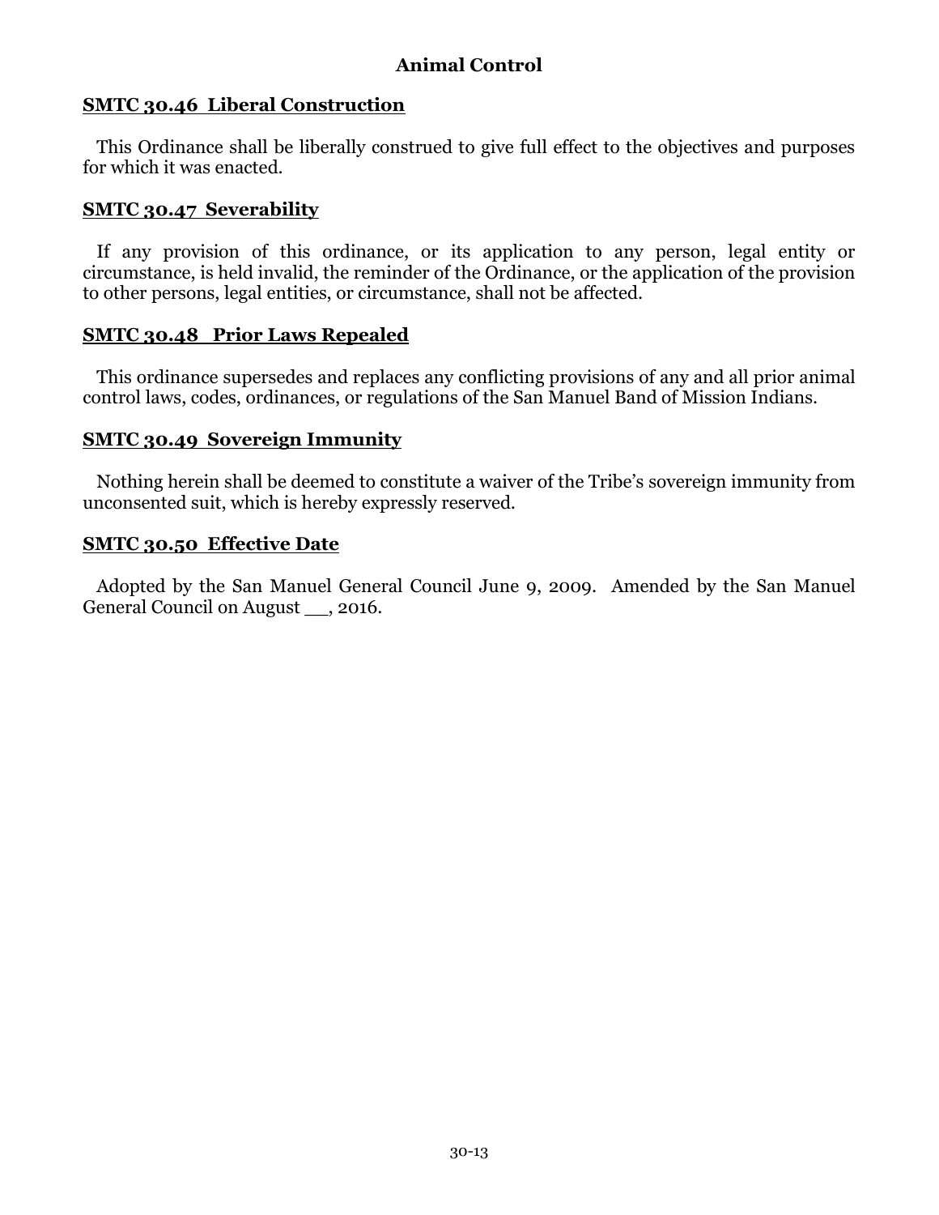**Animal Control**

## SMTC 30.46 Liberal Construction

This Ordinance shall be liberally construed to give full effect to the objectives and purposes for which it was enacted.

## SMTC 30.47 Severability

If any provision of this ordinance, or its application to any person, legal entity or circumstance, is held invalid, the reminder of the Ordinance, or the application of the provision to other persons, legal entities, or circumstance, shall not be affected.

## SMTC 30.48 Prior Laws Repealed

This ordinance supersedes and replaces any conflicting provisions of any and all prior animal control laws, codes, ordinances, or regulations of the San Manuel Band of Mission Indians.

## SMTC 30.49 Sovereign Immunity

Nothing herein shall be deemed to constitute a waiver of the Tribe's sovereign immunity from unconsented suit, which is hereby expressly reserved.

## SMTC 30.50 Effective Date

Adopted by the San Manuel General Council June 9, 2009. Amended by the San Manuel General Council on August __, 2016.